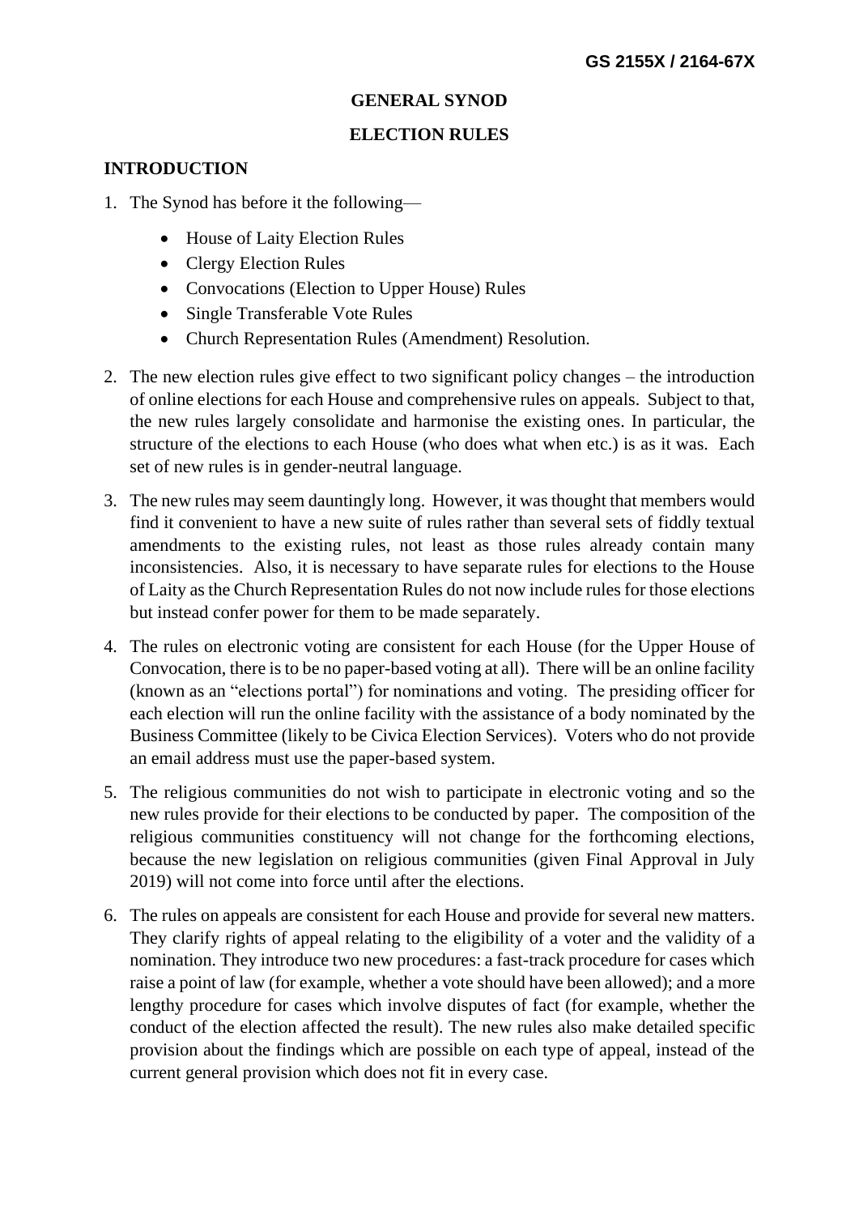**GS 2155X / 2164-67X**

**GENERAL SYNOD**

**ELECTION RULES**

## INTRODUCTION

1. The Synod has before it the following—
   - House of Laity Election Rules
   - Clergy Election Rules
   - Convocations (Election to Upper House) Rules
   - Single Transferable Vote Rules
   - Church Representation Rules (Amendment) Resolution.

2. The new election rules give effect to two significant policy changes – the introduction of online elections for each House and comprehensive rules on appeals. Subject to that, the new rules largely consolidate and harmonise the existing ones. In particular, the structure of the elections to each House (who does what when etc.) is as it was. Each set of new rules is in gender-neutral language.

3. The new rules may seem dauntingly long. However, it was thought that members would find it convenient to have a new suite of rules rather than several sets of fiddly textual amendments to the existing rules, not least as those rules already contain many inconsistencies. Also, it is necessary to have separate rules for elections to the House of Laity as the Church Representation Rules do not now include rules for those elections but instead confer power for them to be made separately.

4. The rules on electronic voting are consistent for each House (for the Upper House of Convocation, there is to be no paper-based voting at all). There will be an online facility (known as an "elections portal") for nominations and voting. The presiding officer for each election will run the online facility with the assistance of a body nominated by the Business Committee (likely to be Civica Election Services). Voters who do not provide an email address must use the paper-based system.

5. The religious communities do not wish to participate in electronic voting and so the new rules provide for their elections to be conducted by paper. The composition of the religious communities constituency will not change for the forthcoming elections, because the new legislation on religious communities (given Final Approval in July 2019) will not come into force until after the elections.

6. The rules on appeals are consistent for each House and provide for several new matters. They clarify rights of appeal relating to the eligibility of a voter and the validity of a nomination. They introduce two new procedures: a fast-track procedure for cases which raise a point of law (for example, whether a vote should have been allowed); and a more lengthy procedure for cases which involve disputes of fact (for example, whether the conduct of the election affected the result). The new rules also make detailed specific provision about the findings which are possible on each type of appeal, instead of the current general provision which does not fit in every case.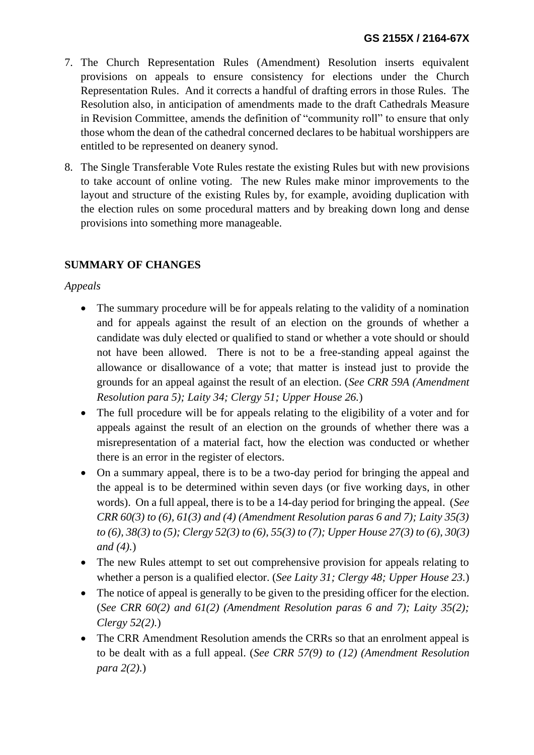7. The Church Representation Rules (Amendment) Resolution inserts equivalent provisions on appeals to ensure consistency for elections under the Church Representation Rules. And it corrects a handful of drafting errors in those Rules. The Resolution also, in anticipation of amendments made to the draft Cathedrals Measure in Revision Committee, amends the definition of "community roll" to ensure that only those whom the dean of the cathedral concerned declares to be habitual worshippers are entitled to be represented on deanery synod.

8. The Single Transferable Vote Rules restate the existing Rules but with new provisions to take account of online voting. The new Rules make minor improvements to the layout and structure of the existing Rules by, for example, avoiding duplication with the election rules on some procedural matters and by breaking down long and dense provisions into something more manageable.

**SUMMARY OF CHANGES**

*Appeals*

- The summary procedure will be for appeals relating to the validity of a nomination and for appeals against the result of an election on the grounds of whether a candidate was duly elected or qualified to stand or whether a vote should or should not have been allowed. There is not to be a free-standing appeal against the allowance or disallowance of a vote; that matter is instead just to provide the grounds for an appeal against the result of an election. (*See CRR 59A (Amendment Resolution para 5); Laity 34; Clergy 51; Upper House 26.*)
- The full procedure will be for appeals relating to the eligibility of a voter and for appeals against the result of an election on the grounds of whether there was a misrepresentation of a material fact, how the election was conducted or whether there is an error in the register of electors.
- On a summary appeal, there is to be a two-day period for bringing the appeal and the appeal is to be determined within seven days (or five working days, in other words). On a full appeal, there is to be a 14-day period for bringing the appeal. (*See CRR 60(3) to (6), 61(3) and (4) (Amendment Resolution paras 6 and 7); Laity 35(3) to (6), 38(3) to (5); Clergy 52(3) to (6), 55(3) to (7); Upper House 27(3) to (6), 30(3) and (4).*)
- The new Rules attempt to set out comprehensive provision for appeals relating to whether a person is a qualified elector. (*See Laity 31; Clergy 48; Upper House 23.*)
- The notice of appeal is generally to be given to the presiding officer for the election. (*See CRR 60(2) and 61(2) (Amendment Resolution paras 6 and 7); Laity 35(2); Clergy 52(2).*)
- The CRR Amendment Resolution amends the CRRs so that an enrolment appeal is to be dealt with as a full appeal. (*See CRR 57(9) to (12) (Amendment Resolution para 2(2).*)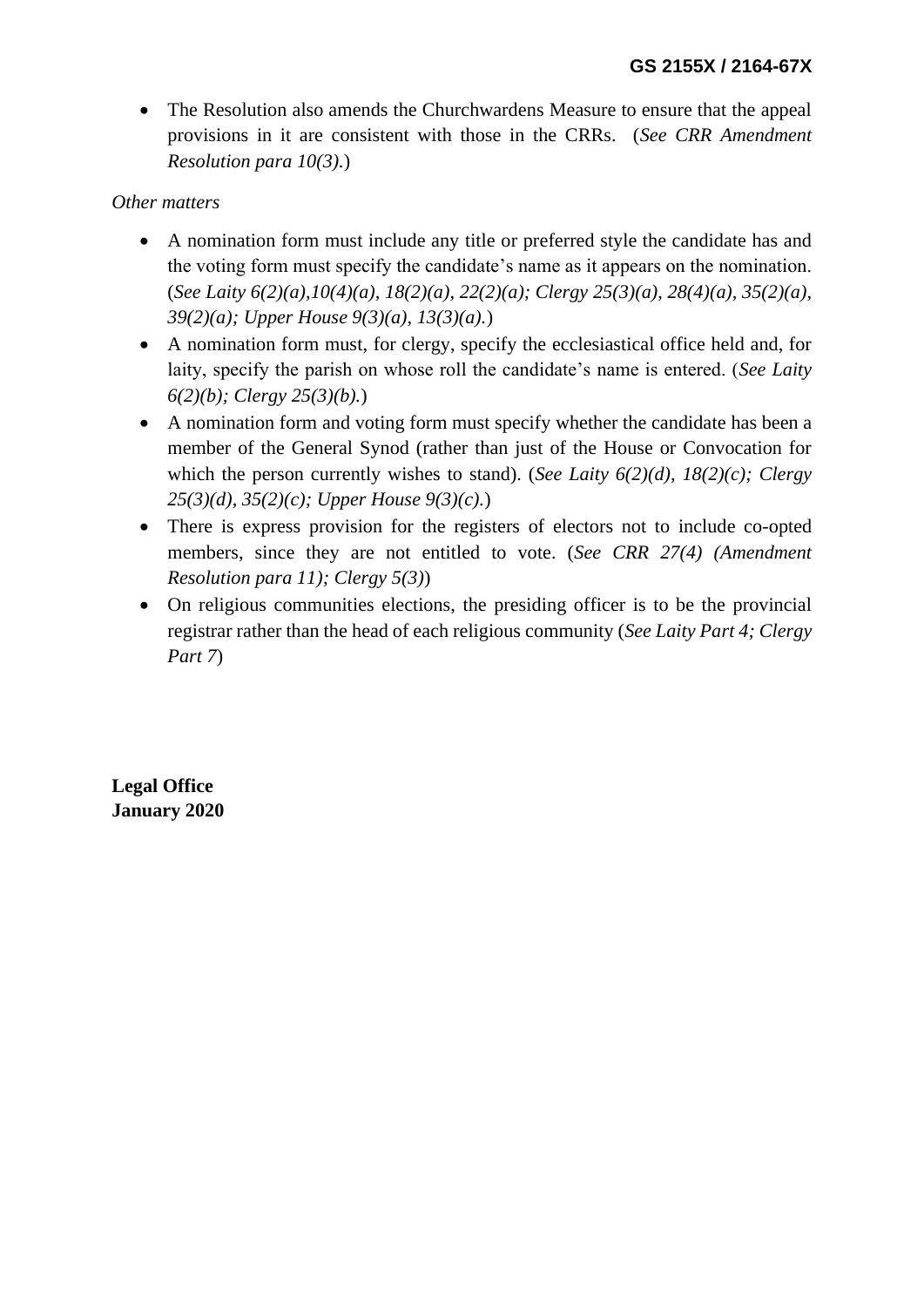- The Resolution also amends the Churchwardens Measure to ensure that the appeal provisions in it are consistent with those in the CRRs. (*See CRR Amendment Resolution para 10(3).*)

*Other matters*

- A nomination form must include any title or preferred style the candidate has and the voting form must specify the candidate's name as it appears on the nomination. (*See Laity 6(2)(a),10(4)(a), 18(2)(a), 22(2)(a); Clergy 25(3)(a), 28(4)(a), 35(2)(a), 39(2)(a); Upper House 9(3)(a), 13(3)(a).*)
- A nomination form must, for clergy, specify the ecclesiastical office held and, for laity, specify the parish on whose roll the candidate's name is entered. (*See Laity 6(2)(b); Clergy 25(3)(b).*)
- A nomination form and voting form must specify whether the candidate has been a member of the General Synod (rather than just of the House or Convocation for which the person currently wishes to stand). (*See Laity 6(2)(d), 18(2)(c); Clergy 25(3)(d), 35(2)(c); Upper House 9(3)(c).*)
- There is express provision for the registers of electors not to include co-opted members, since they are not entitled to vote. (*See CRR 27(4) (Amendment Resolution para 11); Clergy 5(3)*)
- On religious communities elections, the presiding officer is to be the provincial registrar rather than the head of each religious community (*See Laity Part 4; Clergy Part 7*)

**Legal Office**
**January 2020**